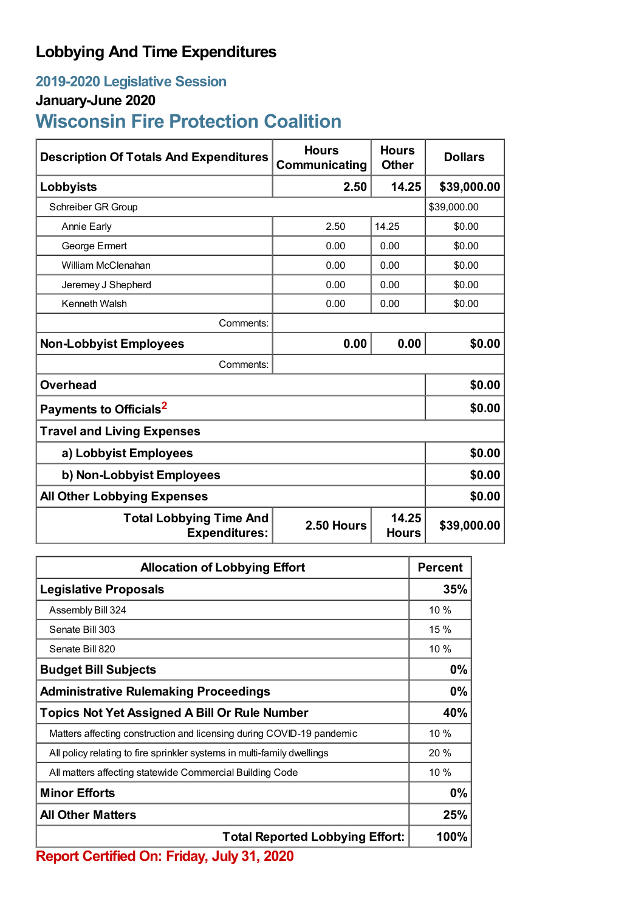# Lobbying And Time Expenditures

## 2019-2020 Legislative Session

### January-June 2020

## Wisconsin Fire Protection Coalition

| Description Of Totals And Expenditures | Hours Communicating | Hours Other | Dollars |
|---|---|---|---|
| **Lobbyists** | **2.50** | **14.25** | **$39,000.00** |
| Schreiber GR Group | | | $39,000.00 |
| Annie Early | 2.50 | 14.25 | $0.00 |
| George Ermert | 0.00 | 0.00 | $0.00 |
| William McClenahan | 0.00 | 0.00 | $0.00 |
| Jeremey J Shepherd | 0.00 | 0.00 | $0.00 |
| Kenneth Walsh | 0.00 | 0.00 | $0.00 |
| Comments: | | | |
| **Non-Lobbyist Employees** | **0.00** | **0.00** | **$0.00** |
| Comments: | | | |
| **Overhead** | | | **$0.00** |
| **Payments to Officials**[2] | | | **$0.00** |
| **Travel and Living Expenses** | | | |
| **a) Lobbyist Employees** | | | **$0.00** |
| **b) Non-Lobbyist Employees** | | | **$0.00** |
| **All Other Lobbying Expenses** | | | **$0.00** |
| **Total Lobbying Time And Expenditures:** | **2.50 Hours** | **14.25 Hours** | **$39,000.00** |

| Allocation of Lobbying Effort | Percent |
|---|---|
| **Legislative Proposals** | **35%** |
| Assembly Bill 324 | 10 % |
| Senate Bill 303 | 15 % |
| Senate Bill 820 | 10 % |
| **Budget Bill Subjects** | **0%** |
| **Administrative Rulemaking Proceedings** | **0%** |
| **Topics Not Yet Assigned A Bill Or Rule Number** | **40%** |
| Matters affecting construction and licensing during COVID-19 pandemic | 10 % |
| All policy relating to fire sprinkler systems in multi-family dwellings | 20 % |
| All matters affecting statewide Commercial Building Code | 10 % |
| **Minor Efforts** | **0%** |
| **All Other Matters** | **25%** |
| **Total Reported Lobbying Effort:** | **100%** |

**Report Certified On: Friday, July 31, 2020**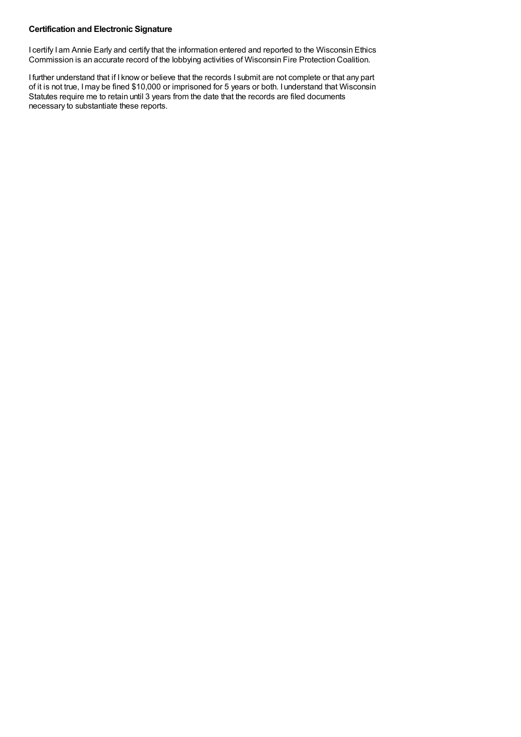**Certification and Electronic Signature**

I certify I am Annie Early and certify that the information entered and reported to the Wisconsin Ethics Commission is an accurate record of the lobbying activities of Wisconsin Fire Protection Coalition.

I further understand that if I know or believe that the records I submit are not complete or that any part of it is not true, I may be fined $10,000 or imprisoned for 5 years or both. I understand that Wisconsin Statutes require me to retain until 3 years from the date that the records are filed documents necessary to substantiate these reports.